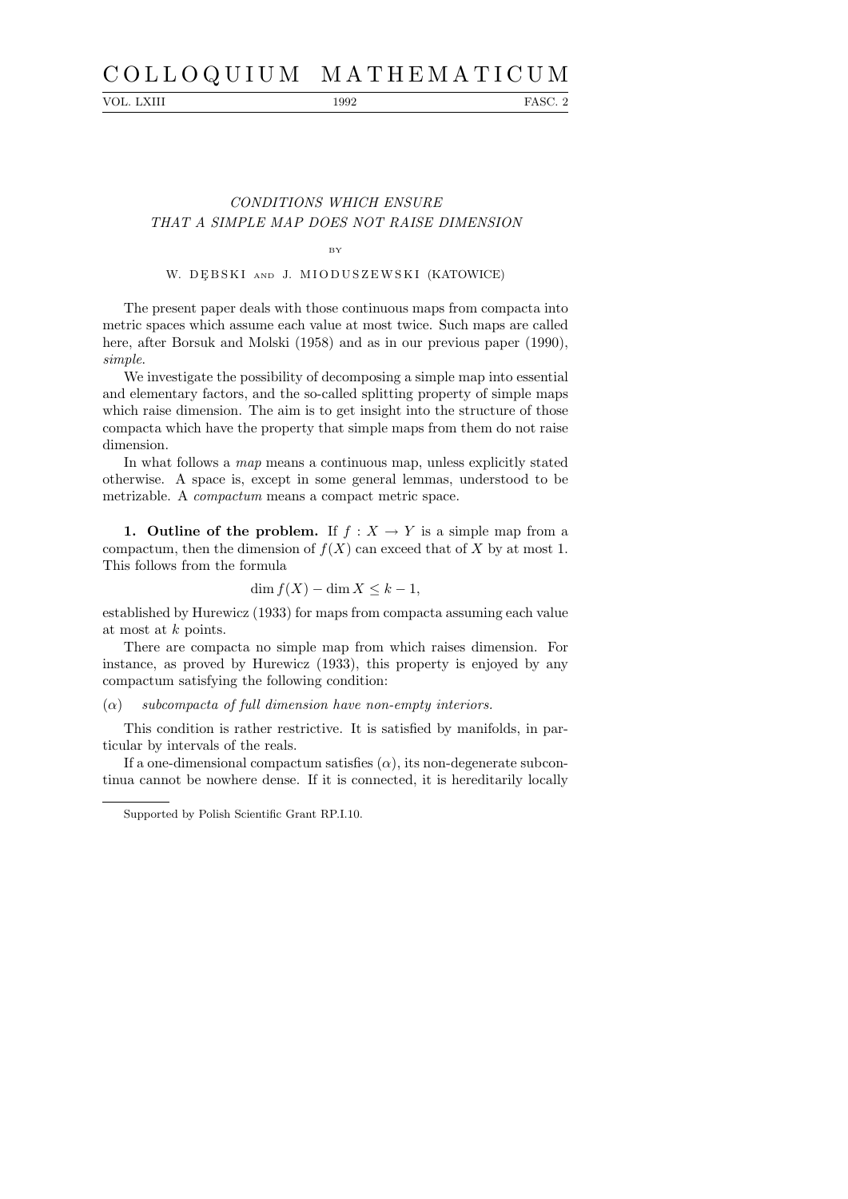# CONDITIONS WHICH ENSURE THAT A SIMPLE MAP DOES NOT RAISE DIMENSION

BY

W. DĘBSKI AND J. MIODUSZEWSKI (KATOWICE)

The present paper deals with those continuous maps from compacta into metric spaces which assume each value at most twice. Such maps are called here, after Borsuk and Molski (1958) and as in our previous paper (1990), *simple*.

We investigate the possibility of decomposing a simple map into essential and elementary factors, and the so-called splitting property of simple maps which raise dimension. The aim is to get insight into the structure of those compacta which have the property that simple maps from them do not raise dimension.

In what follows a *map* means a continuous map, unless explicitly stated otherwise. A space is, except in some general lemmas, understood to be metrizable. A *compactum* means a compact metric space.

**1. Outline of the problem.** If $f : X \to Y$ is a simple map from a compactum, then the dimension of $f(X)$ can exceed that of $X$ by at most 1. This follows from the formula

$$\dim f(X) - \dim X \le k - 1,$$

established by Hurewicz (1933) for maps from compacta assuming each value at most at $k$ points.

There are compacta no simple map from which raises dimension. For instance, as proved by Hurewicz (1933), this property is enjoyed by any compactum satisfying the following condition:

($\alpha$) *subcompacta of full dimension have non-empty interiors.*

This condition is rather restrictive. It is satisfied by manifolds, in particular by intervals of the reals.

If a one-dimensional compactum satisfies ($\alpha$), its non-degenerate subcontinua cannot be nowhere dense. If it is connected, it is hereditarily locally

Supported by Polish Scientific Grant RP.I.10.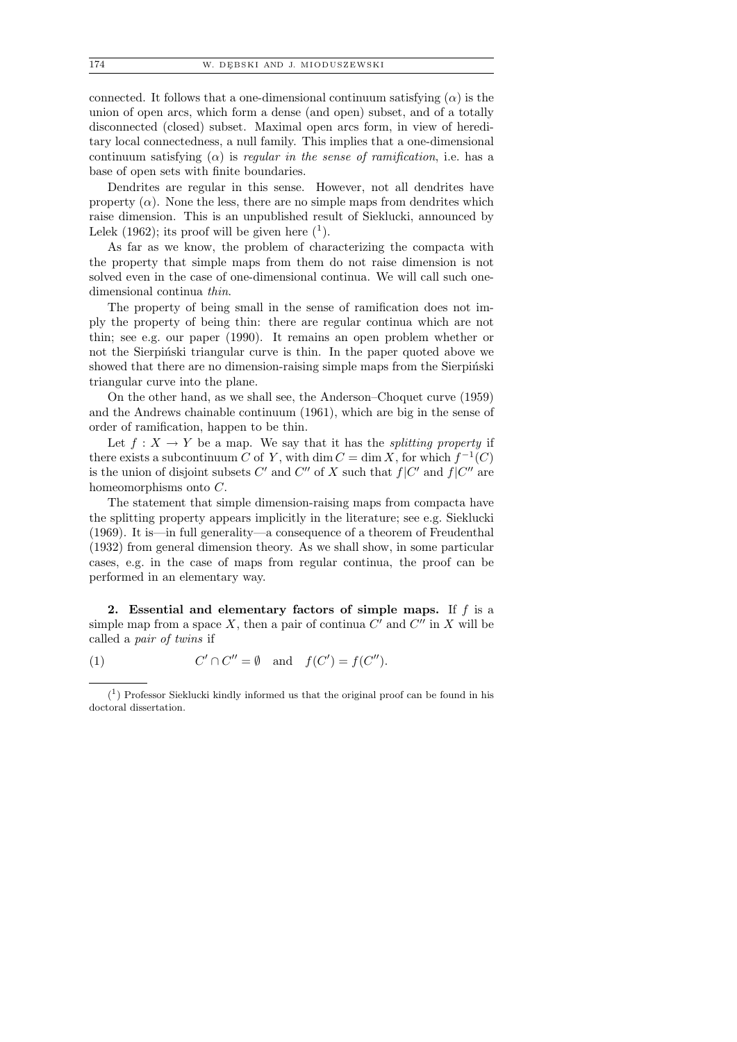connected. It follows that a one-dimensional continuum satisfying $(\alpha)$ is the union of open arcs, which form a dense (and open) subset, and of a totally disconnected (closed) subset. Maximal open arcs form, in view of hereditary local connectedness, a null family. This implies that a one-dimensional continuum satisfying $(\alpha)$ is *regular in the sense of ramification*, i.e. has a base of open sets with finite boundaries.

Dendrites are regular in this sense. However, not all dendrites have property $(\alpha)$. None the less, there are no simple maps from dendrites which raise dimension. This is an unpublished result of Sieklucki, announced by Lelek (1962); its proof will be given here ([1]).

As far as we know, the problem of characterizing the compacta with the property that simple maps from them do not raise dimension is not solved even in the case of one-dimensional continua. We will call such one-dimensional continua *thin*.

The property of being small in the sense of ramification does not imply the property of being thin: there are regular continua which are not thin; see e.g. our paper (1990). It remains an open problem whether or not the Sierpiński triangular curve is thin. In the paper quoted above we showed that there are no dimension-raising simple maps from the Sierpiński triangular curve into the plane.

On the other hand, as we shall see, the Anderson–Choquet curve (1959) and the Andrews chainable continuum (1961), which are big in the sense of order of ramification, happen to be thin.

Let $f : X \to Y$ be a map. We say that it has the *splitting property* if there exists a subcontinuum $C$ of $Y$, with $\dim C = \dim X$, for which $f^{-1}(C)$ is the union of disjoint subsets $C'$ and $C''$ of $X$ such that $f|C'$ and $f|C''$ are homeomorphisms onto $C$.

The statement that simple dimension-raising maps from compacta have the splitting property appears implicitly in the literature; see e.g. Sieklucki (1969). It is—in full generality—a consequence of a theorem of Freudenthal (1932) from general dimension theory. As we shall show, in some particular cases, e.g. in the case of maps from regular continua, the proof can be performed in an elementary way.

**2. Essential and elementary factors of simple maps.** If $f$ is a simple map from a space $X$, then a pair of continua $C'$ and $C''$ in $X$ will be called a *pair of twins* if

$$C' \cap C'' = \emptyset \quad \text{and} \quad f(C') = f(C''). \tag{1}$$

[1] Professor Sieklucki kindly informed us that the original proof can be found in his doctoral dissertation.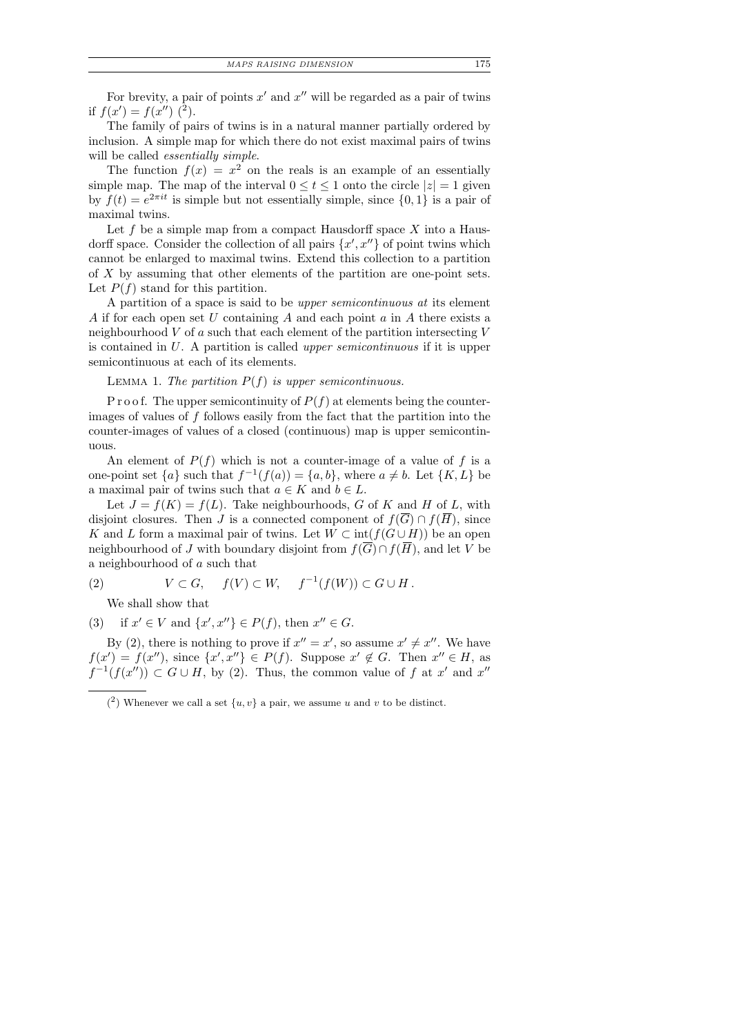For brevity, a pair of points $x'$ and $x''$ will be regarded as a pair of twins if $f(x') = f(x'')$ [2].

The family of pairs of twins is in a natural manner partially ordered by inclusion. A simple map for which there do not exist maximal pairs of twins will be called *essentially simple*.

The function $f(x) = x^2$ on the reals is an example of an essentially simple map. The map of the interval $0 \le t \le 1$ onto the circle $|z| = 1$ given by $f(t) = e^{2\pi i t}$ is simple but not essentially simple, since $\{0, 1\}$ is a pair of maximal twins.

Let $f$ be a simple map from a compact Hausdorff space $X$ into a Hausdorff space. Consider the collection of all pairs $\{x', x''\}$ of point twins which cannot be enlarged to maximal twins. Extend this collection to a partition of $X$ by assuming that other elements of the partition are one-point sets. Let $P(f)$ stand for this partition.

A partition of a space is said to be *upper semicontinuous at* its element $A$ if for each open set $U$ containing $A$ and each point $a$ in $A$ there exists a neighbourhood $V$ of $a$ such that each element of the partition intersecting $V$ is contained in $U$. A partition is called *upper semicontinuous* if it is upper semicontinuous at each of its elements.

LEMMA 1. *The partition $P(f)$ is upper semicontinuous.*

Proof. The upper semicontinuity of $P(f)$ at elements being the counter-images of values of $f$ follows easily from the fact that the partition into the counter-images of values of a closed (continuous) map is upper semicontinuous.

An element of $P(f)$ which is not a counter-image of a value of $f$ is a one-point set $\{a\}$ such that $f^{-1}(f(a)) = \{a, b\}$, where $a \neq b$. Let $\{K, L\}$ be a maximal pair of twins such that $a \in K$ and $b \in L$.

Let $J = f(K) = f(L)$. Take neighbourhoods, $G$ of $K$ and $H$ of $L$, with disjoint closures. Then $J$ is a connected component of $f(\overline{G}) \cap f(\overline{H})$, since $K$ and $L$ form a maximal pair of twins. Let $W \subset \operatorname{int}(f(G \cup H))$ be an open neighbourhood of $J$ with boundary disjoint from $f(\overline{G}) \cap f(\overline{H})$, and let $V$ be a neighbourhood of $a$ such that

$$V \subset G, \quad f(V) \subset W, \quad f^{-1}(f(W)) \subset G \cup H. \tag{2}$$

We shall show that

(3) if $x' \in V$ and $\{x', x''\} \in P(f)$, then $x'' \in G$.

By (2), there is nothing to prove if $x'' = x'$, so assume $x' \neq x''$. We have $f(x') = f(x'')$, since $\{x', x''\} \in P(f)$. Suppose $x' \notin G$. Then $x'' \in H$, as $f^{-1}(f(x'')) \subset G \cup H$, by (2). Thus, the common value of $f$ at $x'$ and $x''$

[2] Whenever we call a set $\{u, v\}$ a pair, we assume $u$ and $v$ to be distinct.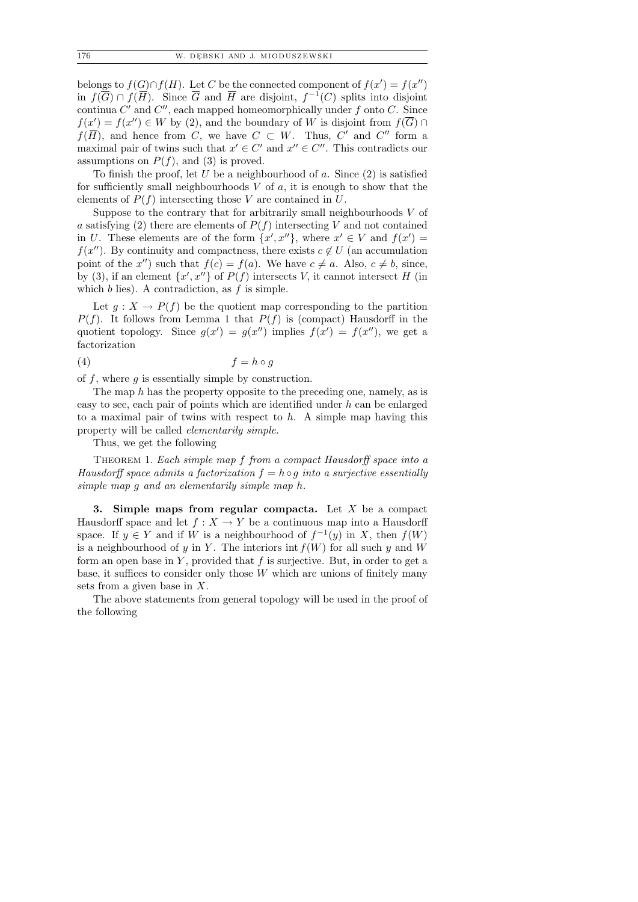belongs to $f(G) \cap f(H)$. Let $C$ be the connected component of $f(x') = f(x'')$ in $f(\overline{G}) \cap f(\overline{H})$. Since $\overline{G}$ and $\overline{H}$ are disjoint, $f^{-1}(C)$ splits into disjoint continua $C'$ and $C''$, each mapped homeomorphically under $f$ onto $C$. Since $f(x') = f(x'') \in W$ by (2), and the boundary of $W$ is disjoint from $f(\overline{G}) \cap f(\overline{H})$, and hence from $C$, we have $C \subset W$. Thus, $C'$ and $C''$ form a maximal pair of twins such that $x' \in C'$ and $x'' \in C''$. This contradicts our assumptions on $P(f)$, and (3) is proved.

To finish the proof, let $U$ be a neighbourhood of $a$. Since (2) is satisfied for sufficiently small neighbourhoods $V$ of $a$, it is enough to show that the elements of $P(f)$ intersecting those $V$ are contained in $U$.

Suppose to the contrary that for arbitrarily small neighbourhoods $V$ of $a$ satisfying (2) there are elements of $P(f)$ intersecting $V$ and not contained in $U$. These elements are of the form $\{x', x''\}$, where $x' \in V$ and $f(x') = f(x'')$. By continuity and compactness, there exists $c \notin U$ (an accumulation point of the $x''$) such that $f(c) = f(a)$. We have $c \neq a$. Also, $c \neq b$, since, by (3), if an element $\{x', x''\}$ of $P(f)$ intersects $V$, it cannot intersect $H$ (in which $b$ lies). A contradiction, as $f$ is simple.

Let $g : X \to P(f)$ be the quotient map corresponding to the partition $P(f)$. It follows from Lemma 1 that $P(f)$ is (compact) Hausdorff in the quotient topology. Since $g(x') = g(x'')$ implies $f(x') = f(x'')$, we get a factorization

$$f = h \circ g \tag{4}$$

of $f$, where $g$ is essentially simple by construction.

The map $h$ has the property opposite to the preceding one, namely, as is easy to see, each pair of points which are identified under $h$ can be enlarged to a maximal pair of twins with respect to $h$. A simple map having this property will be called *elementarily simple*.

Thus, we get the following

THEOREM 1. *Each simple map $f$ from a compact Hausdorff space into a Hausdorff space admits a factorization $f = h \circ g$ into a surjective essentially simple map $g$ and an elementarily simple map $h$.*

## 3. Simple maps from regular compacta.

Let $X$ be a compact Hausdorff space and let $f : X \to Y$ be a continuous map into a Hausdorff space. If $y \in Y$ and if $W$ is a neighbourhood of $f^{-1}(y)$ in $X$, then $f(W)$ is a neighbourhood of $y$ in $Y$. The interiors $\operatorname{int} f(W)$ for all such $y$ and $W$ form an open base in $Y$, provided that $f$ is surjective. But, in order to get a base, it suffices to consider only those $W$ which are unions of finitely many sets from a given base in $X$.

The above statements from general topology will be used in the proof of the following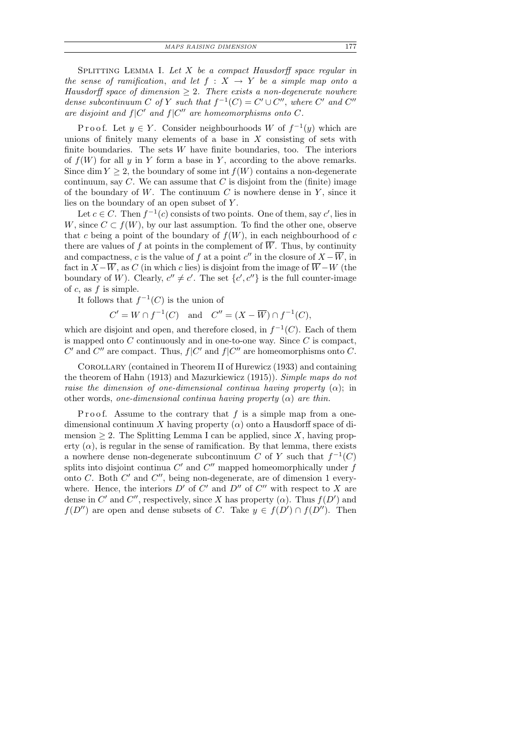Splitting Lemma I. *Let $X$ be a compact Hausdorff space regular in the sense of ramification, and let $f : X \to Y$ be a simple map onto a Hausdorff space of dimension $\geq 2$. There exists a non-degenerate nowhere dense subcontinuum $C$ of $Y$ such that $f^{-1}(C) = C' \cup C''$, where $C'$ and $C''$ are disjoint and $f|C'$ and $f|C''$ are homeomorphisms onto $C$.*

Proof. Let $y \in Y$. Consider neighbourhoods $W$ of $f^{-1}(y)$ which are unions of finitely many elements of a base in $X$ consisting of sets with finite boundaries. The sets $W$ have finite boundaries, too. The interiors of $f(W)$ for all $y$ in $Y$ form a base in $Y$, according to the above remarks. Since $\dim Y \geq 2$, the boundary of some $\operatorname{int} f(W)$ contains a non-degenerate continuum, say $C$. We can assume that $C$ is disjoint from the (finite) image of the boundary of $W$. The continuum $C$ is nowhere dense in $Y$, since it lies on the boundary of an open subset of $Y$.

Let $c \in C$. Then $f^{-1}(c)$ consists of two points. One of them, say $c'$, lies in $W$, since $C \subset f(W)$, by our last assumption. To find the other one, observe that $c$ being a point of the boundary of $f(W)$, in each neighbourhood of $c$ there are values of $f$ at points in the complement of $\overline{W}$. Thus, by continuity and compactness, $c$ is the value of $f$ at a point $c''$ in the closure of $X - \overline{W}$, in fact in $X - \overline{W}$, as $C$ (in which $c$ lies) is disjoint from the image of $\overline{W} - W$ (the boundary of $W$). Clearly, $c'' \neq c'$. The set $\{c', c''\}$ is the full counter-image of $c$, as $f$ is simple.

It follows that $f^{-1}(C)$ is the union of

$$C' = W \cap f^{-1}(C) \quad \text{and} \quad C'' = (X - \overline{W}) \cap f^{-1}(C),$$

which are disjoint and open, and therefore closed, in $f^{-1}(C)$. Each of them is mapped onto $C$ continuously and in one-to-one way. Since $C$ is compact, $C'$ and $C''$ are compact. Thus, $f|C'$ and $f|C''$ are homeomorphisms onto $C$.

Corollary (contained in Theorem II of Hurewicz (1933) and containing the theorem of Hahn (1913) and Mazurkiewicz (1915)). *Simple maps do not raise the dimension of one-dimensional continua having property* ($\alpha$); in other words, *one-dimensional continua having property* ($\alpha$) *are thin.*

Proof. Assume to the contrary that $f$ is a simple map from a one-dimensional continuum $X$ having property ($\alpha$) onto a Hausdorff space of dimension $\geq 2$. The Splitting Lemma I can be applied, since $X$, having property ($\alpha$), is regular in the sense of ramification. By that lemma, there exists a nowhere dense non-degenerate subcontinuum $C$ of $Y$ such that $f^{-1}(C)$ splits into disjoint continua $C'$ and $C''$ mapped homeomorphically under $f$ onto $C$. Both $C'$ and $C''$, being non-degenerate, are of dimension 1 everywhere. Hence, the interiors $D'$ of $C'$ and $D''$ of $C''$ with respect to $X$ are dense in $C'$ and $C''$, respectively, since $X$ has property ($\alpha$). Thus $f(D')$ and $f(D'')$ are open and dense subsets of $C$. Take $y \in f(D') \cap f(D'')$. Then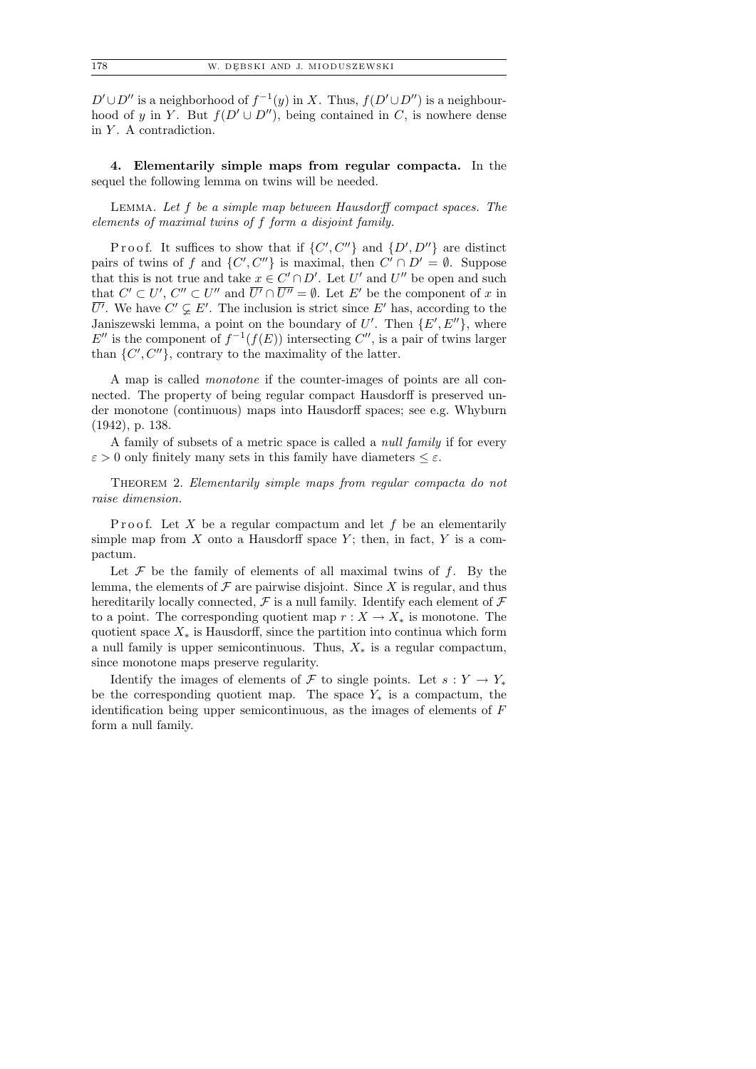$D' \cup D''$ is a neighborhood of $f^{-1}(y)$ in $X$. Thus, $f(D' \cup D'')$ is a neighbourhood of $y$ in $Y$. But $f(D' \cup D'')$, being contained in $C$, is nowhere dense in $Y$. A contradiction.

**4. Elementarily simple maps from regular compacta.** In the sequel the following lemma on twins will be needed.

Lemma. *Let $f$ be a simple map between Hausdorff compact spaces. The elements of maximal twins of $f$ form a disjoint family.*

Proof. It suffices to show that if $\{C', C''\}$ and $\{D', D''\}$ are distinct pairs of twins of $f$ and $\{C', C''\}$ is maximal, then $C' \cap D' = \emptyset$. Suppose that this is not true and take $x \in C' \cap D'$. Let $U'$ and $U''$ be open and such that $C' \subset U'$, $C'' \subset U''$ and $\overline{U'} \cap \overline{U''} = \emptyset$. Let $E'$ be the component of $x$ in $\overline{U'}$. We have $C' \subsetneq E'$. The inclusion is strict since $E'$ has, according to the Janiszewski lemma, a point on the boundary of $U'$. Then $\{E', E''\}$, where $E''$ is the component of $f^{-1}(f(E))$ intersecting $C''$, is a pair of twins larger than $\{C', C''\}$, contrary to the maximality of the latter.

A map is called *monotone* if the counter-images of points are all connected. The property of being regular compact Hausdorff is preserved under monotone (continuous) maps into Hausdorff spaces; see e.g. Whyburn (1942), p. 138.

A family of subsets of a metric space is called a *null family* if for every $\varepsilon > 0$ only finitely many sets in this family have diameters $\leq \varepsilon$.

Theorem 2. *Elementarily simple maps from regular compacta do not raise dimension.*

Proof. Let $X$ be a regular compactum and let $f$ be an elementarily simple map from $X$ onto a Hausdorff space $Y$; then, in fact, $Y$ is a compactum.

Let $\mathcal{F}$ be the family of elements of all maximal twins of $f$. By the lemma, the elements of $\mathcal{F}$ are pairwise disjoint. Since $X$ is regular, and thus hereditarily locally connected, $\mathcal{F}$ is a null family. Identify each element of $\mathcal{F}$ to a point. The corresponding quotient map $r : X \to X_*$ is monotone. The quotient space $X_*$ is Hausdorff, since the partition into continua which form a null family is upper semicontinuous. Thus, $X_*$ is a regular compactum, since monotone maps preserve regularity.

Identify the images of elements of $\mathcal{F}$ to single points. Let $s : Y \to Y_*$ be the corresponding quotient map. The space $Y_*$ is a compactum, the identification being upper semicontinuous, as the images of elements of $F$ form a null family.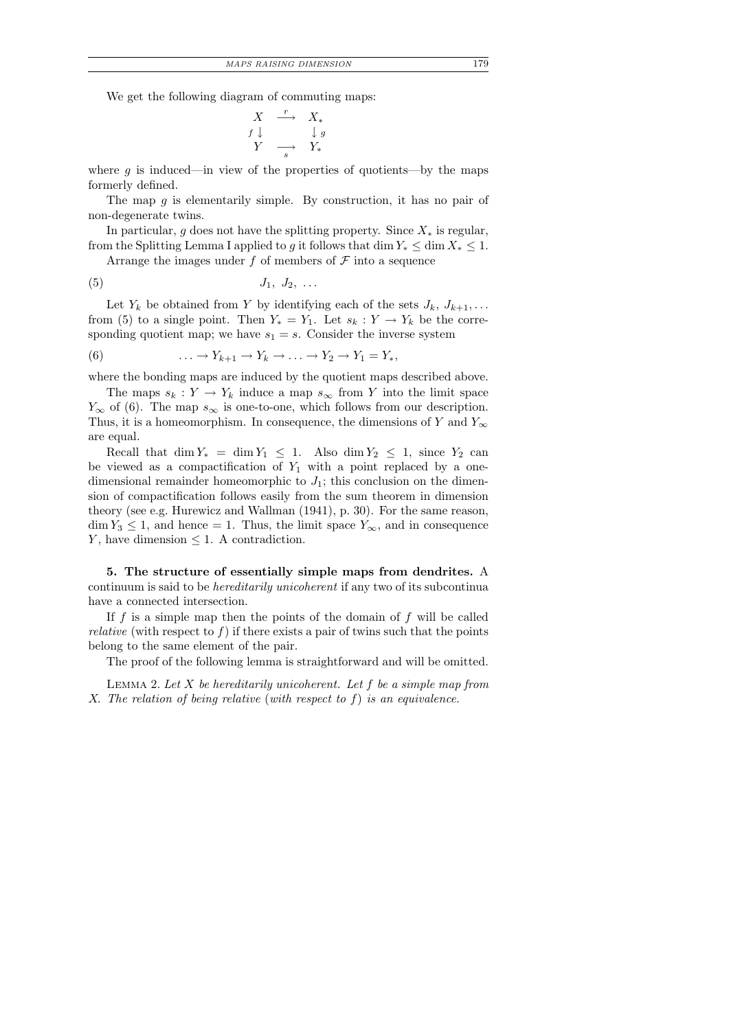We get the following diagram of commuting maps:

$$\begin{array}{ccc} X & \xrightarrow{r} & X_* \\ f\downarrow & & \downarrow g \\ Y & \xrightarrow[s]{} & Y_* \end{array}$$

where $g$ is induced—in view of the properties of quotients—by the maps formerly defined.

The map $g$ is elementarily simple. By construction, it has no pair of non-degenerate twins.

In particular, $g$ does not have the splitting property. Since $X_*$ is regular, from the Splitting Lemma I applied to $g$ it follows that $\dim Y_* \le \dim X_* \le 1$.

Arrange the images under $f$ of members of $\mathcal{F}$ into a sequence

$$J_1,\ J_2,\ \ldots \tag{5}$$

Let $Y_k$ be obtained from $Y$ by identifying each of the sets $J_k, J_{k+1}, \ldots$ from (5) to a single point. Then $Y_* = Y_1$. Let $s_k : Y \to Y_k$ be the corresponding quotient map; we have $s_1 = s$. Consider the inverse system

$$\ldots \to Y_{k+1} \to Y_k \to \ldots \to Y_2 \to Y_1 = Y_*, \tag{6}$$

where the bonding maps are induced by the quotient maps described above.

The maps $s_k : Y \to Y_k$ induce a map $s_\infty$ from $Y$ into the limit space $Y_\infty$ of (6). The map $s_\infty$ is one-to-one, which follows from our description. Thus, it is a homeomorphism. In consequence, the dimensions of $Y$ and $Y_\infty$ are equal.

Recall that $\dim Y_* = \dim Y_1 \le 1$. Also $\dim Y_2 \le 1$, since $Y_2$ can be viewed as a compactification of $Y_1$ with a point replaced by a one-dimensional remainder homeomorphic to $J_1$; this conclusion on the dimension of compactification follows easily from the sum theorem in dimension theory (see e.g. Hurewicz and Wallman (1941), p. 30). For the same reason, $\dim Y_3 \le 1$, and hence $= 1$. Thus, the limit space $Y_\infty$, and in consequence $Y$, have dimension $\le 1$. A contradiction.

**5. The structure of essentially simple maps from dendrites.** A continuum is said to be *hereditarily unicoherent* if any two of its subcontinua have a connected intersection.

If $f$ is a simple map then the points of the domain of $f$ will be called *relative* (with respect to $f$) if there exists a pair of twins such that the points belong to the same element of the pair.

The proof of the following lemma is straightforward and will be omitted.

Lemma 2. *Let $X$ be hereditarily unicoherent. Let $f$ be a simple map from $X$. The relation of being relative* (*with respect to $f$*) *is an equivalence.*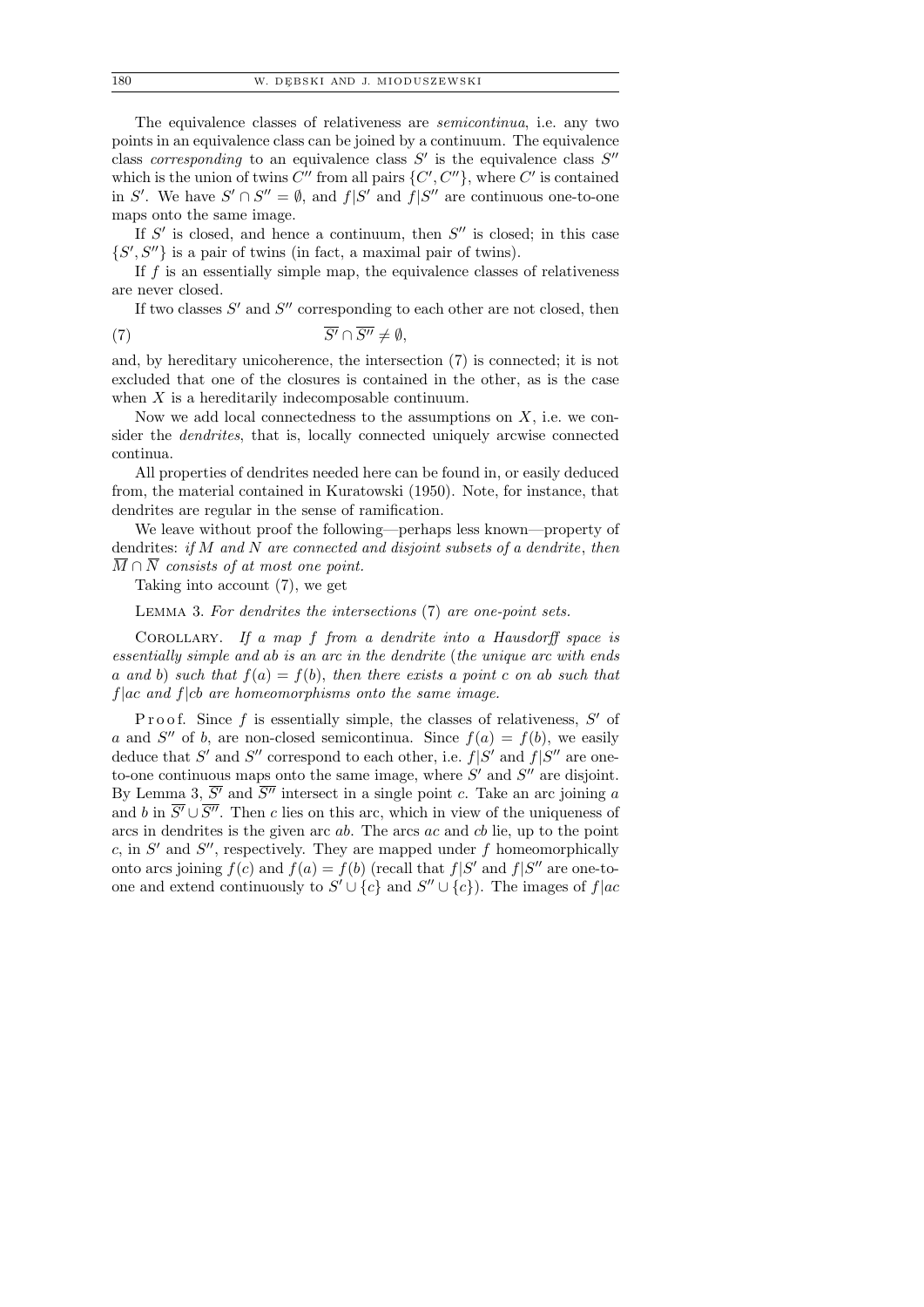The equivalence classes of relativeness are *semicontinua*, i.e. any two points in an equivalence class can be joined by a continuum. The equivalence class *corresponding* to an equivalence class $S'$ is the equivalence class $S''$ which is the union of twins $C''$ from all pairs $\{C', C''\}$, where $C'$ is contained in $S'$. We have $S' \cap S'' = \emptyset$, and $f|S'$ and $f|S''$ are continuous one-to-one maps onto the same image.

If $S'$ is closed, and hence a continuum, then $S''$ is closed; in this case $\{S', S''\}$ is a pair of twins (in fact, a maximal pair of twins).

If $f$ is an essentially simple map, the equivalence classes of relativeness are never closed.

If two classes $S'$ and $S''$ corresponding to each other are not closed, then

$$\overline{S'} \cap \overline{S''} \neq \emptyset, \tag{7}$$

and, by hereditary unicoherence, the intersection (7) is connected; it is not excluded that one of the closures is contained in the other, as is the case when $X$ is a hereditarily indecomposable continuum.

Now we add local connectedness to the assumptions on $X$, i.e. we consider the *dendrites*, that is, locally connected uniquely arcwise connected continua.

All properties of dendrites needed here can be found in, or easily deduced from, the material contained in Kuratowski (1950). Note, for instance, that dendrites are regular in the sense of ramification.

We leave without proof the following—perhaps less known—property of dendrites: *if $M$ and $N$ are connected and disjoint subsets of a dendrite, then $\overline{M} \cap \overline{N}$ consists of at most one point.*

Taking into account (7), we get

LEMMA 3. *For dendrites the intersections* (7) *are one-point sets.*

COROLLARY. *If a map $f$ from a dendrite into a Hausdorff space is essentially simple and $ab$ is an arc in the dendrite* (*the unique arc with ends $a$ and $b$*) *such that $f(a) = f(b)$, then there exists a point $c$ on $ab$ such that $f|ac$ and $f|cb$ are homeomorphisms onto the same image.*

Proof. Since $f$ is essentially simple, the classes of relativeness, $S'$ of $a$ and $S''$ of $b$, are non-closed semicontinua. Since $f(a) = f(b)$, we easily deduce that $S'$ and $S''$ correspond to each other, i.e. $f|S'$ and $f|S''$ are one-to-one continuous maps onto the same image, where $S'$ and $S''$ are disjoint. By Lemma 3, $\overline{S'}$ and $\overline{S''}$ intersect in a single point $c$. Take an arc joining $a$ and $b$ in $\overline{S'} \cup \overline{S''}$. Then $c$ lies on this arc, which in view of the uniqueness of arcs in dendrites is the given arc $ab$. The arcs $ac$ and $cb$ lie, up to the point $c$, in $S'$ and $S''$, respectively. They are mapped under $f$ homeomorphically onto arcs joining $f(c)$ and $f(a) = f(b)$ (recall that $f|S'$ and $f|S''$ are one-to-one and extend continuously to $S' \cup \{c\}$ and $S'' \cup \{c\}$). The images of $f|ac$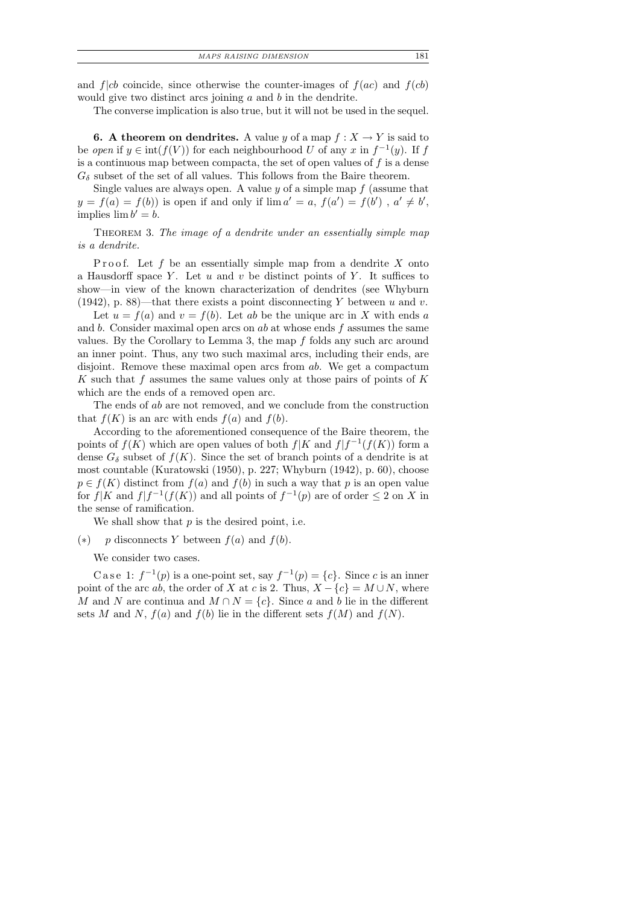and $f|cb$ coincide, since otherwise the counter-images of $f(ac)$ and $f(cb)$ would give two distinct arcs joining $a$ and $b$ in the dendrite.

The converse implication is also true, but it will not be used in the sequel.

**6. A theorem on dendrites.** A value $y$ of a map $f : X \to Y$ is said to be *open* if $y \in \operatorname{int}(f(V))$ for each neighbourhood $U$ of any $x$ in $f^{-1}(y)$. If $f$ is a continuous map between compacta, the set of open values of $f$ is a dense $G_\delta$ subset of the set of all values. This follows from the Baire theorem.

Single values are always open. A value $y$ of a simple map $f$ (assume that $y = f(a) = f(b)$) is open if and only if $\lim a' = a$, $f(a') = f(b')$ , $a' \neq b'$, implies $\lim b' = b$.

Theorem 3. *The image of a dendrite under an essentially simple map is a dendrite.*

Proof. Let $f$ be an essentially simple map from a dendrite $X$ onto a Hausdorff space $Y$. Let $u$ and $v$ be distinct points of $Y$. It suffices to show—in view of the known characterization of dendrites (see Whyburn (1942), p. 88)—that there exists a point disconnecting $Y$ between $u$ and $v$.

Let $u = f(a)$ and $v = f(b)$. Let $ab$ be the unique arc in $X$ with ends $a$ and $b$. Consider maximal open arcs on $ab$ at whose ends $f$ assumes the same values. By the Corollary to Lemma 3, the map $f$ folds any such arc around an inner point. Thus, any two such maximal arcs, including their ends, are disjoint. Remove these maximal open arcs from $ab$. We get a compactum $K$ such that $f$ assumes the same values only at those pairs of points of $K$ which are the ends of a removed open arc.

The ends of $ab$ are not removed, and we conclude from the construction that $f(K)$ is an arc with ends $f(a)$ and $f(b)$.

According to the aforementioned consequence of the Baire theorem, the points of $f(K)$ which are open values of both $f|K$ and $f|f^{-1}(f(K))$ form a dense $G_\delta$ subset of $f(K)$. Since the set of branch points of a dendrite is at most countable (Kuratowski (1950), p. 227; Whyburn (1942), p. 60), choose $p \in f(K)$ distinct from $f(a)$ and $f(b)$ in such a way that $p$ is an open value for $f|K$ and $f|f^{-1}(f(K))$ and all points of $f^{-1}(p)$ are of order $\leq 2$ on $X$ in the sense of ramification.

We shall show that $p$ is the desired point, i.e.

$(*)$ $p$ disconnects $Y$ between $f(a)$ and $f(b)$.

We consider two cases.

Case 1: $f^{-1}(p)$ is a one-point set, say $f^{-1}(p) = \{c\}$. Since $c$ is an inner point of the arc $ab$, the order of $X$ at $c$ is 2. Thus, $X - \{c\} = M \cup N$, where $M$ and $N$ are continua and $M \cap N = \{c\}$. Since $a$ and $b$ lie in the different sets $M$ and $N$, $f(a)$ and $f(b)$ lie in the different sets $f(M)$ and $f(N)$.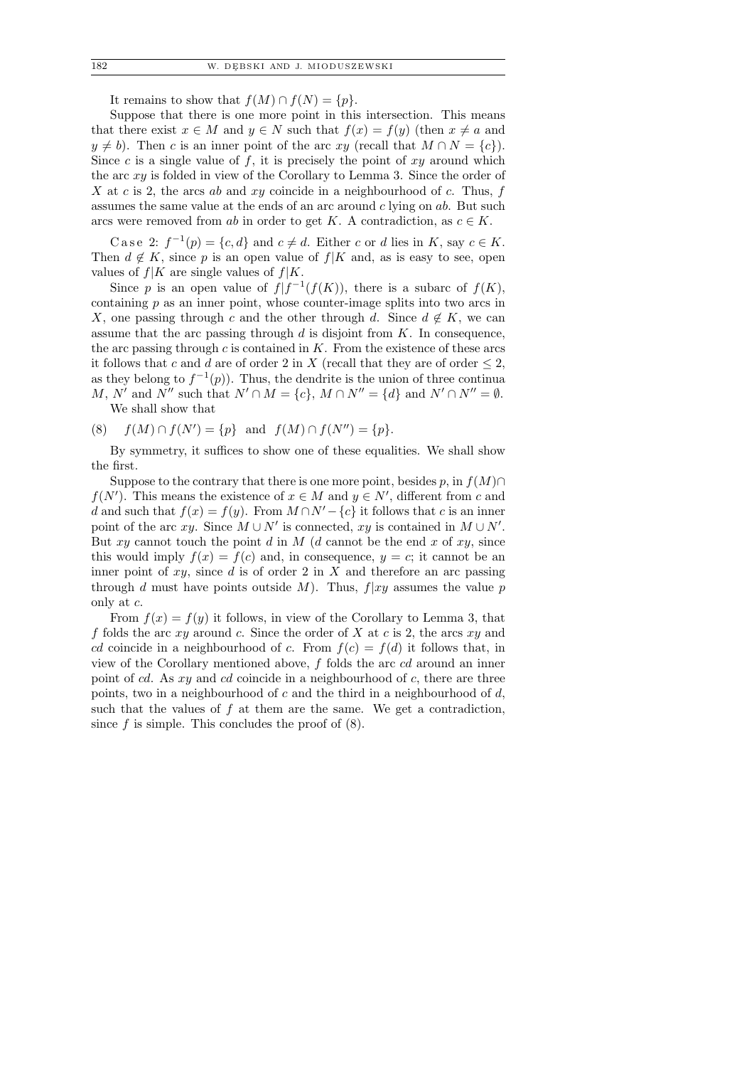It remains to show that $f(M) \cap f(N) = \{p\}$.

Suppose that there is one more point in this intersection. This means that there exist $x \in M$ and $y \in N$ such that $f(x) = f(y)$ (then $x \neq a$ and $y \neq b$). Then $c$ is an inner point of the arc $xy$ (recall that $M \cap N = \{c\}$). Since $c$ is a single value of $f$, it is precisely the point of $xy$ around which the arc $xy$ is folded in view of the Corollary to Lemma 3. Since the order of $X$ at $c$ is 2, the arcs $ab$ and $xy$ coincide in a neighbourhood of $c$. Thus, $f$ assumes the same value at the ends of an arc around $c$ lying on $ab$. But such arcs were removed from $ab$ in order to get $K$. A contradiction, as $c \in K$.

Case 2: $f^{-1}(p) = \{c, d\}$ and $c \neq d$. Either $c$ or $d$ lies in $K$, say $c \in K$. Then $d \notin K$, since $p$ is an open value of $f|K$ and, as is easy to see, open values of $f|K$ are single values of $f|K$.

Since $p$ is an open value of $f|f^{-1}(f(K))$, there is a subarc of $f(K)$, containing $p$ as an inner point, whose counter-image splits into two arcs in $X$, one passing through $c$ and the other through $d$. Since $d \notin K$, we can assume that the arc passing through $d$ is disjoint from $K$. In consequence, the arc passing through $c$ is contained in $K$. From the existence of these arcs it follows that $c$ and $d$ are of order 2 in $X$ (recall that they are of order $\leq 2$, as they belong to $f^{-1}(p)$). Thus, the dendrite is the union of three continua $M$, $N'$ and $N''$ such that $N' \cap M = \{c\}$, $M \cap N'' = \{d\}$ and $N' \cap N'' = \emptyset$.

We shall show that

$$(8) \quad f(M) \cap f(N') = \{p\} \quad \text{and} \quad f(M) \cap f(N'') = \{p\}.$$

By symmetry, it suffices to show one of these equalities. We shall show the first.

Suppose to the contrary that there is one more point, besides $p$, in $f(M) \cap f(N')$. This means the existence of $x \in M$ and $y \in N'$, different from $c$ and $d$ and such that $f(x) = f(y)$. From $M \cap N' - \{c\}$ it follows that $c$ is an inner point of the arc $xy$. Since $M \cup N'$ is connected, $xy$ is contained in $M \cup N'$. But $xy$ cannot touch the point $d$ in $M$ ($d$ cannot be the end $x$ of $xy$, since this would imply $f(x) = f(c)$ and, in consequence, $y = c$; it cannot be an inner point of $xy$, since $d$ is of order 2 in $X$ and therefore an arc passing through $d$ must have points outside $M$). Thus, $f|xy$ assumes the value $p$ only at $c$.

From $f(x) = f(y)$ it follows, in view of the Corollary to Lemma 3, that $f$ folds the arc $xy$ around $c$. Since the order of $X$ at $c$ is 2, the arcs $xy$ and $cd$ coincide in a neighbourhood of $c$. From $f(c) = f(d)$ it follows that, in view of the Corollary mentioned above, $f$ folds the arc $cd$ around an inner point of $cd$. As $xy$ and $cd$ coincide in a neighbourhood of $c$, there are three points, two in a neighbourhood of $c$ and the third in a neighbourhood of $d$, such that the values of $f$ at them are the same. We get a contradiction, since $f$ is simple. This concludes the proof of (8).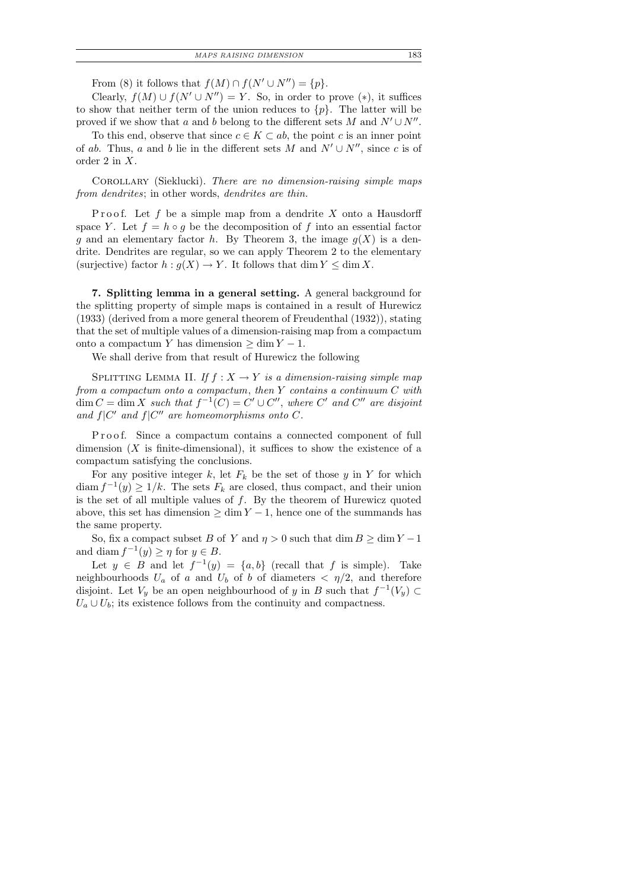From (8) it follows that $f(M) \cap f(N' \cup N'') = \{p\}$.

Clearly, $f(M) \cup f(N' \cup N'') = Y$. So, in order to prove $(*)$, it suffices to show that neither term of the union reduces to $\{p\}$. The latter will be proved if we show that $a$ and $b$ belong to the different sets $M$ and $N' \cup N''$.

To this end, observe that since $c \in K \subset ab$, the point $c$ is an inner point of $ab$. Thus, $a$ and $b$ lie in the different sets $M$ and $N' \cup N''$, since $c$ is of order 2 in $X$.

Corollary (Siekluck). *There are no dimension-raising simple maps from dendrites*; in other words, *dendrites are thin.*

Proof. Let $f$ be a simple map from a dendrite $X$ onto a Hausdorff space $Y$. Let $f = h \circ g$ be the decomposition of $f$ into an essential factor $g$ and an elementary factor $h$. By Theorem 3, the image $g(X)$ is a dendrite. Dendrites are regular, so we can apply Theorem 2 to the elementary (surjective) factor $h : g(X) \to Y$. It follows that $\dim Y \leq \dim X$.

## 7. Splitting lemma in a general setting.

A general background for the splitting property of simple maps is contained in a result of Hurewicz (1933) (derived from a more general theorem of Freudenthal (1932)), stating that the set of multiple values of a dimension-raising map from a compactum onto a compactum $Y$ has dimension $\geq \dim Y - 1$.

We shall derive from that result of Hurewicz the following

Splitting Lemma II. *If $f : X \to Y$ is a dimension-raising simple map from a compactum onto a compactum, then $Y$ contains a continuum $C$ with $\dim C = \dim X$ such that $f^{-1}(C) = C' \cup C''$, where $C'$ and $C''$ are disjoint and $f|C'$ and $f|C''$ are homeomorphisms onto $C$.*

Proof. Since a compactum contains a connected component of full dimension ($X$ is finite-dimensional), it suffices to show the existence of a compactum satisfying the conclusions.

For any positive integer $k$, let $F_k$ be the set of those $y$ in $Y$ for which $\operatorname{diam} f^{-1}(y) \geq 1/k$. The sets $F_k$ are closed, thus compact, and their union is the set of all multiple values of $f$. By the theorem of Hurewicz quoted above, this set has dimension $\geq \dim Y - 1$, hence one of the summands has the same property.

So, fix a compact subset $B$ of $Y$ and $\eta > 0$ such that $\dim B \geq \dim Y - 1$ and $\operatorname{diam} f^{-1}(y) \geq \eta$ for $y \in B$.

Let $y \in B$ and let $f^{-1}(y) = \{a, b\}$ (recall that $f$ is simple). Take neighbourhoods $U_a$ of $a$ and $U_b$ of $b$ of diameters $< \eta/2$, and therefore disjoint. Let $V_y$ be an open neighbourhood of $y$ in $B$ such that $f^{-1}(V_y) \subset U_a \cup U_b$; its existence follows from the continuity and compactness.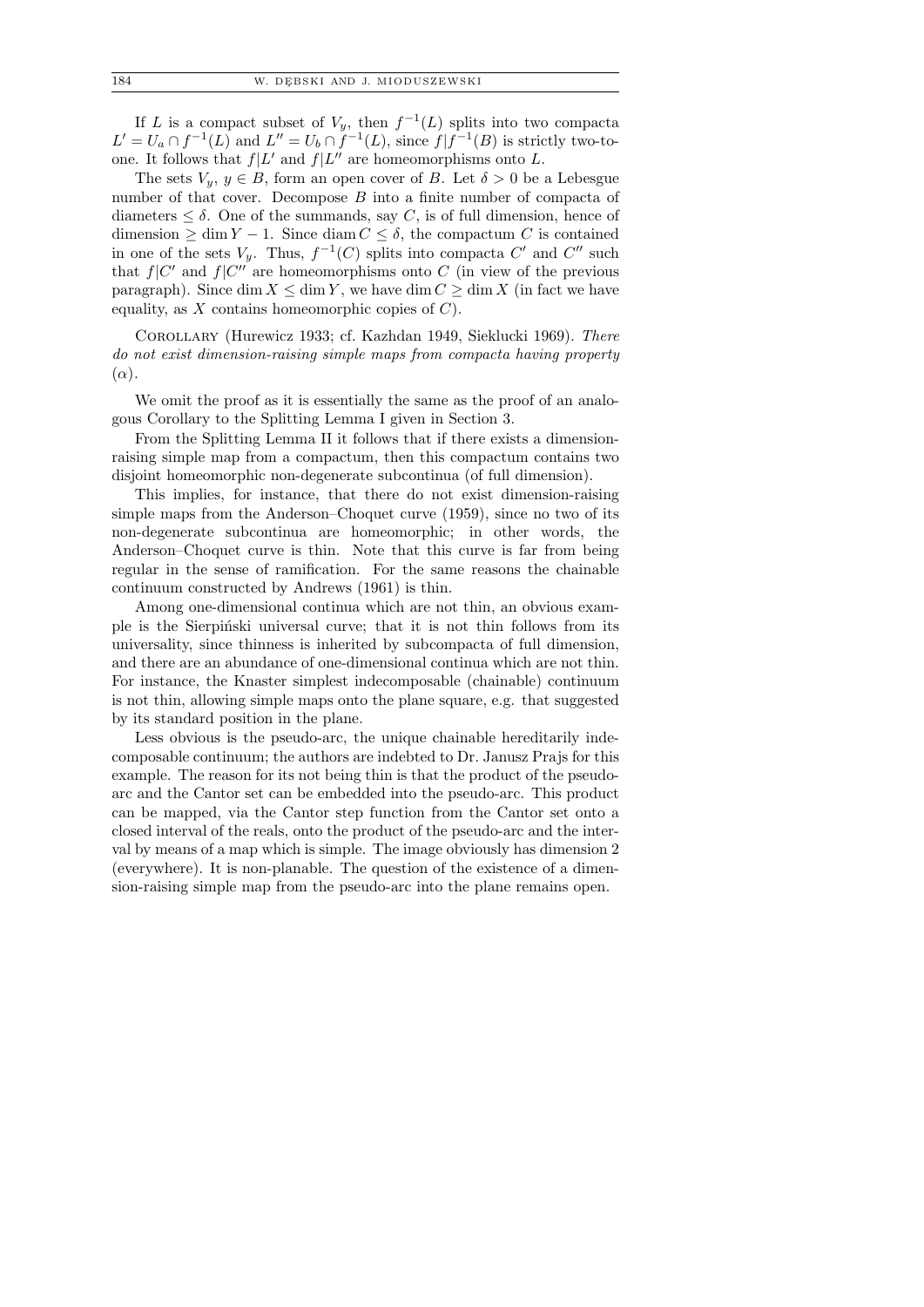If $L$ is a compact subset of $V_y$, then $f^{-1}(L)$ splits into two compacta $L' = U_a \cap f^{-1}(L)$ and $L'' = U_b \cap f^{-1}(L)$, since $f|f^{-1}(B)$ is strictly two-to-one. It follows that $f|L'$ and $f|L''$ are homeomorphisms onto $L$.

The sets $V_y$, $y \in B$, form an open cover of $B$. Let $\delta > 0$ be a Lebesgue number of that cover. Decompose $B$ into a finite number of compacta of diameters $\leq \delta$. One of the summands, say $C$, is of full dimension, hence of dimension $\geq \dim Y - 1$. Since $\operatorname{diam} C \leq \delta$, the compactum $C$ is contained in one of the sets $V_y$. Thus, $f^{-1}(C)$ splits into compacta $C'$ and $C''$ such that $f|C'$ and $f|C''$ are homeomorphisms onto $C$ (in view of the previous paragraph). Since $\dim X \leq \dim Y$, we have $\dim C \geq \dim X$ (in fact we have equality, as $X$ contains homeomorphic copies of $C$).

Corollary (Hurewicz 1933; cf. Kazhdan 1949, Sieklucki 1969). *There do not exist dimension-raising simple maps from compacta having property* $(\alpha)$.

We omit the proof as it is essentially the same as the proof of an analogous Corollary to the Splitting Lemma I given in Section 3.

From the Splitting Lemma II it follows that if there exists a dimension-raising simple map from a compactum, then this compactum contains two disjoint homeomorphic non-degenerate subcontinua (of full dimension).

This implies, for instance, that there do not exist dimension-raising simple maps from the Anderson–Choquet curve (1959), since no two of its non-degenerate subcontinua are homeomorphic; in other words, the Anderson–Choquet curve is thin. Note that this curve is far from being regular in the sense of ramification. For the same reasons the chainable continuum constructed by Andrews (1961) is thin.

Among one-dimensional continua which are not thin, an obvious example is the Sierpiński universal curve; that it is not thin follows from its universality, since thinness is inherited by subcompacta of full dimension, and there are an abundance of one-dimensional continua which are not thin. For instance, the Knaster simplest indecomposable (chainable) continuum is not thin, allowing simple maps onto the plane square, e.g. that suggested by its standard position in the plane.

Less obvious is the pseudo-arc, the unique chainable hereditarily indecomposable continuum; the authors are indebted to Dr. Janusz Prajs for this example. The reason for its not being thin is that the product of the pseudo-arc and the Cantor set can be embedded into the pseudo-arc. This product can be mapped, via the Cantor step function from the Cantor set onto a closed interval of the reals, onto the product of the pseudo-arc and the interval by means of a map which is simple. The image obviously has dimension 2 (everywhere). It is non-planable. The question of the existence of a dimension-raising simple map from the pseudo-arc into the plane remains open.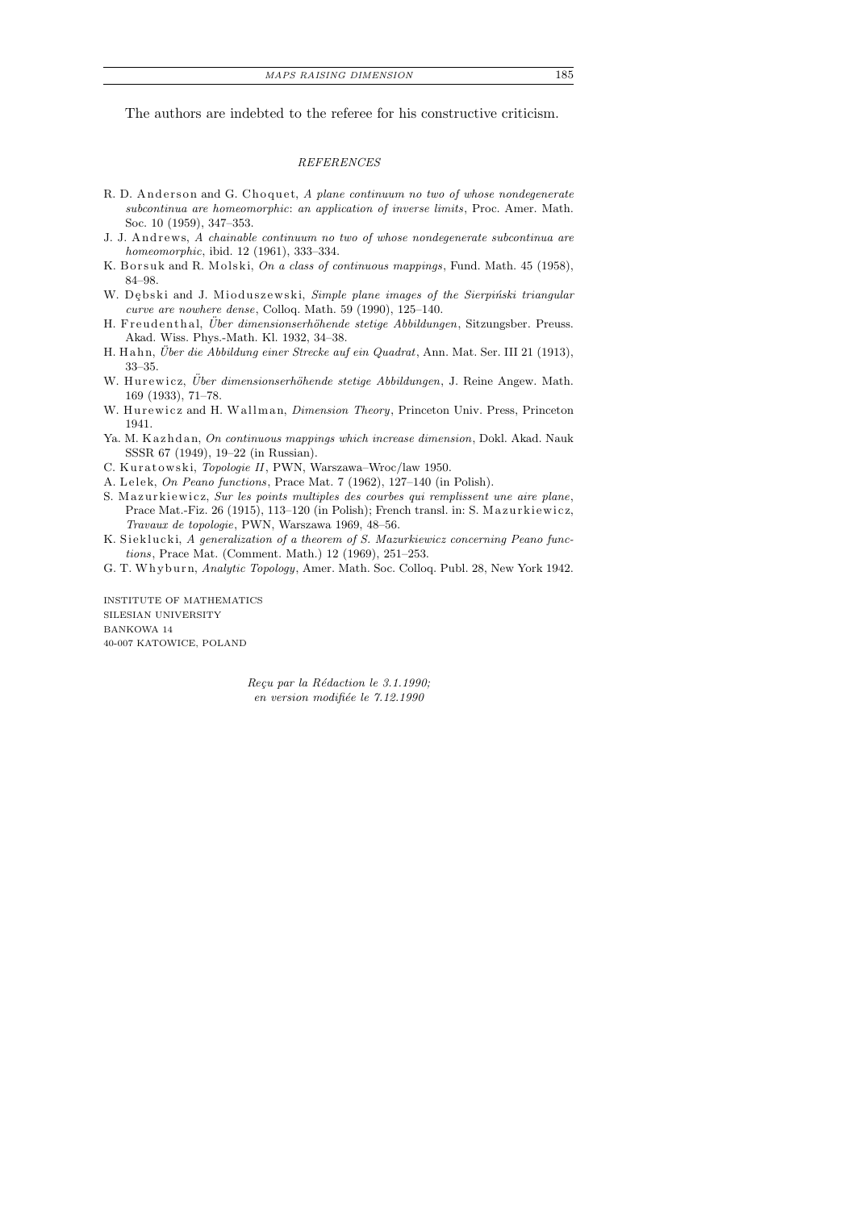The authors are indebted to the referee for his constructive criticism.

## REFERENCES

R. D. Anderson and G. Choquet, *A plane continuum no two of whose nondegenerate subcontinua are homeomorphic*: *an application of inverse limits*, Proc. Amer. Math. Soc. 10 (1959), 347–353.

J. J. Andrews, *A chainable continuum no two of whose nondegenerate subcontinua are homeomorphic*, ibid. 12 (1961), 333–334.

K. Borsuk and R. Molski, *On a class of continuous mappings*, Fund. Math. 45 (1958), 84–98.

W. Dębski and J. Mioduszewski, *Simple plane images of the Sierpiński triangular curve are nowhere dense*, Colloq. Math. 59 (1990), 125–140.

H. Freudenthal, *Über dimensionserhöhende stetige Abbildungen*, Sitzungsber. Preuss. Akad. Wiss. Phys.-Math. Kl. 1932, 34–38.

H. Hahn, *Über die Abbildung einer Strecke auf ein Quadrat*, Ann. Mat. Ser. III 21 (1913), 33–35.

W. Hurewicz, *Über dimensionserhöhende stetige Abbildungen*, J. Reine Angew. Math. 169 (1933), 71–78.

W. Hurewicz and H. Wallman, *Dimension Theory*, Princeton Univ. Press, Princeton 1941.

Ya. M. Kazhdan, *On continuous mappings which increase dimension*, Dokl. Akad. Nauk SSSR 67 (1949), 19–22 (in Russian).

C. Kuratowski, *Topologie II*, PWN, Warszawa–Wroc/law 1950.

A. Lelek, *On Peano functions*, Prace Mat. 7 (1962), 127–140 (in Polish).

S. Mazurkiewicz, *Sur les points multiples des courbes qui remplissent une aire plane*, Prace Mat.-Fiz. 26 (1915), 113–120 (in Polish); French transl. in: S. Mazurkiewicz, *Travaux de topologie*, PWN, Warszawa 1969, 48–56.

K. Sieklucki, *A generalization of a theorem of S. Mazurkiewicz concerning Peano functions*, Prace Mat. (Comment. Math.) 12 (1969), 251–253.

G. T. Whyburn, *Analytic Topology*, Amer. Math. Soc. Colloq. Publ. 28, New York 1942.

INSTITUTE OF MATHEMATICS
SILESIAN UNIVERSITY
BANKOWA 14
40-007 KATOWICE, POLAND

*Reçu par la Rédaction le 3.1.1990;*
*en version modifiée le 7.12.1990*